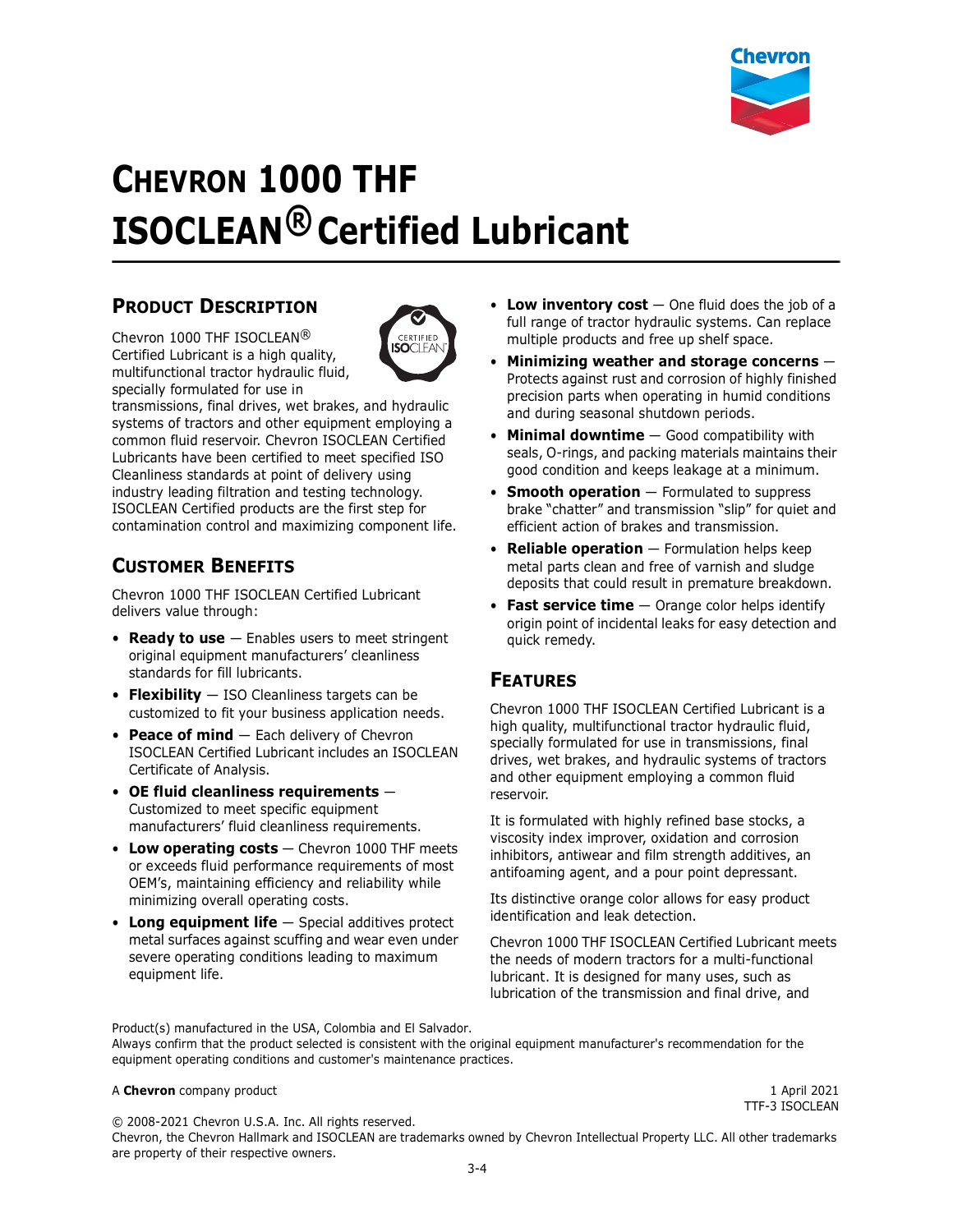# CHEVRON 1000 THF ISOCLEAN® Certified Lubricant

## PRODUCT DESCRIPTION

Chevron 1000 THF ISOCLEAN® Certified Lubricant is a high quality, multifunctional tractor hydraulic fluid, specially formulated for use in transmissions, final drives, wet brakes, and hydraulic systems of tractors and other equipment employing a common fluid reservoir. Chevron ISOCLEAN Certified Lubricants have been certified to meet specified ISO Cleanliness standards at point of delivery using industry leading filtration and testing technology. ISOCLEAN Certified products are the first step for contamination control and maximizing component life.

## CUSTOMER BENEFITS

Chevron 1000 THF ISOCLEAN Certified Lubricant delivers value through:

- **Ready to use** — Enables users to meet stringent original equipment manufacturers' cleanliness standards for fill lubricants.
- **Flexibility** — ISO Cleanliness targets can be customized to fit your business application needs.
- **Peace of mind** — Each delivery of Chevron ISOCLEAN Certified Lubricant includes an ISOCLEAN Certificate of Analysis.
- **OE fluid cleanliness requirements** — Customized to meet specific equipment manufacturers' fluid cleanliness requirements.
- **Low operating costs** — Chevron 1000 THF meets or exceeds fluid performance requirements of most OEM's, maintaining efficiency and reliability while minimizing overall operating costs.
- **Long equipment life** — Special additives protect metal surfaces against scuffing and wear even under severe operating conditions leading to maximum equipment life.
- **Low inventory cost** — One fluid does the job of a full range of tractor hydraulic systems. Can replace multiple products and free up shelf space.
- **Minimizing weather and storage concerns** — Protects against rust and corrosion of highly finished precision parts when operating in humid conditions and during seasonal shutdown periods.
- **Minimal downtime** — Good compatibility with seals, O-rings, and packing materials maintains their good condition and keeps leakage at a minimum.
- **Smooth operation** — Formulated to suppress brake "chatter" and transmission "slip" for quiet and efficient action of brakes and transmission.
- **Reliable operation** — Formulation helps keep metal parts clean and free of varnish and sludge deposits that could result in premature breakdown.
- **Fast service time** — Orange color helps identify origin point of incidental leaks for easy detection and quick remedy.

## FEATURES

Chevron 1000 THF ISOCLEAN Certified Lubricant is a high quality, multifunctional tractor hydraulic fluid, specially formulated for use in transmissions, final drives, wet brakes, and hydraulic systems of tractors and other equipment employing a common fluid reservoir.

It is formulated with highly refined base stocks, a viscosity index improver, oxidation and corrosion inhibitors, antiwear and film strength additives, an antifoaming agent, and a pour point depressant.

Its distinctive orange color allows for easy product identification and leak detection.

Chevron 1000 THF ISOCLEAN Certified Lubricant meets the needs of modern tractors for a multi-functional lubricant. It is designed for many uses, such as lubrication of the transmission and final drive, and

Product(s) manufactured in the USA, Colombia and El Salvador.
Always confirm that the product selected is consistent with the original equipment manufacturer's recommendation for the equipment operating conditions and customer's maintenance practices.

A **Chevron** company product

1 April 2021
TTF-3 ISOCLEAN

© 2008-2021 Chevron U.S.A. Inc. All rights reserved.
Chevron, the Chevron Hallmark and ISOCLEAN are trademarks owned by Chevron Intellectual Property LLC. All other trademarks are property of their respective owners.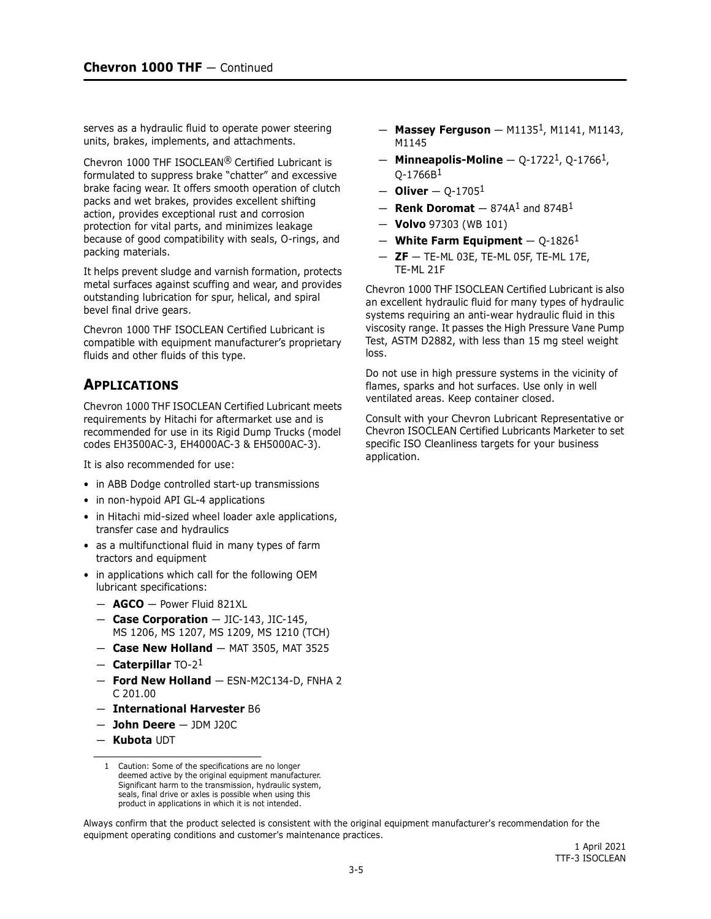serves as a hydraulic fluid to operate power steering units, brakes, implements, and attachments.

Chevron 1000 THF ISOCLEAN® Certified Lubricant is formulated to suppress brake "chatter" and excessive brake facing wear. It offers smooth operation of clutch packs and wet brakes, provides excellent shifting action, provides exceptional rust and corrosion protection for vital parts, and minimizes leakage because of good compatibility with seals, O-rings, and packing materials.

It helps prevent sludge and varnish formation, protects metal surfaces against scuffing and wear, and provides outstanding lubrication for spur, helical, and spiral bevel final drive gears.

Chevron 1000 THF ISOCLEAN Certified Lubricant is compatible with equipment manufacturer's proprietary fluids and other fluids of this type.

## APPLICATIONS

Chevron 1000 THF ISOCLEAN Certified Lubricant meets requirements by Hitachi for aftermarket use and is recommended for use in its Rigid Dump Trucks (model codes EH3500AC-3, EH4000AC-3 & EH5000AC-3).

It is also recommended for use:

- in ABB Dodge controlled start-up transmissions
- in non-hypoid API GL-4 applications
- in Hitachi mid-sized wheel loader axle applications, transfer case and hydraulics
- as a multifunctional fluid in many types of farm tractors and equipment
- in applications which call for the following OEM lubricant specifications:
  - **AGCO** — Power Fluid 821XL
  - **Case Corporation** — JIC-143, JIC-145, MS 1206, MS 1207, MS 1209, MS 1210 (TCH)
  - **Case New Holland** — MAT 3505, MAT 3525
  - **Caterpillar** TO-2[1]
  - **Ford New Holland** — ESN-M2C134-D, FNHA 2 C 201.00
  - **International Harvester** B6
  - **John Deere** — JDM J20C
  - **Kubota** UDT
  - **Massey Ferguson** — M1135[1], M1141, M1143, M1145
  - **Minneapolis-Moline** — Q-1722[1], Q-1766[1], Q-1766B[1]
  - **Oliver** — Q-1705[1]
  - **Renk Doromat** — 874A[1] and 874B[1]
  - **Volvo** 97303 (WB 101)
  - **White Farm Equipment** — Q-1826[1]
  - **ZF** — TE-ML 03E, TE-ML 05F, TE-ML 17E, TE-ML 21F

Chevron 1000 THF ISOCLEAN Certified Lubricant is also an excellent hydraulic fluid for many types of hydraulic systems requiring an anti-wear hydraulic fluid in this viscosity range. It passes the High Pressure Vane Pump Test, ASTM D2882, with less than 15 mg steel weight loss.

Do not use in high pressure systems in the vicinity of flames, sparks and hot surfaces. Use only in well ventilated areas. Keep container closed.

Consult with your Chevron Lubricant Representative or Chevron ISOCLEAN Certified Lubricants Marketer to set specific ISO Cleanliness targets for your business application.

[1] Caution: Some of the specifications are no longer deemed active by the original equipment manufacturer. Significant harm to the transmission, hydraulic system, seals, final drive or axles is possible when using this product in applications in which it is not intended.

Always confirm that the product selected is consistent with the original equipment manufacturer's recommendation for the equipment operating conditions and customer's maintenance practices.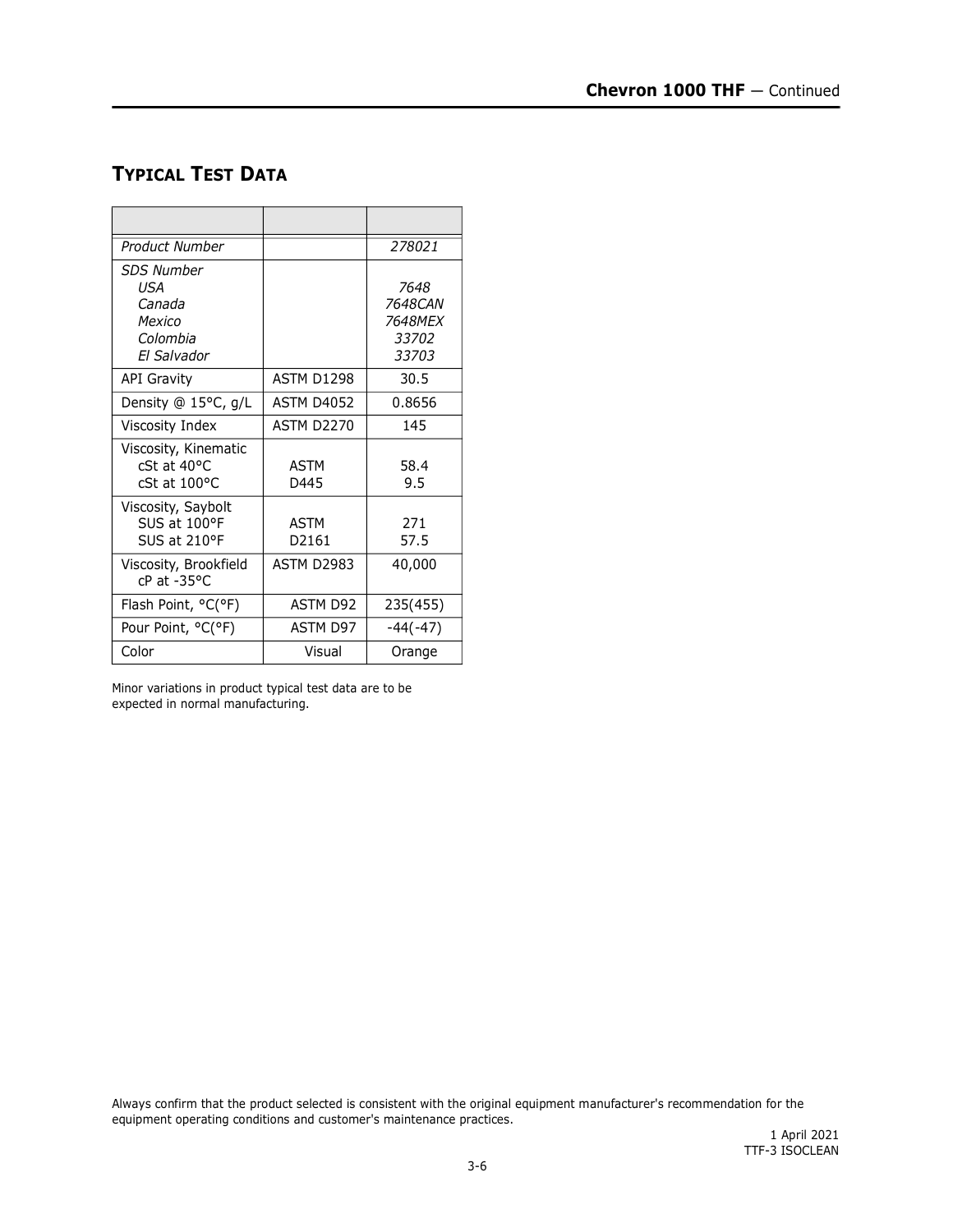## TYPICAL TEST DATA

| | | |
|---|---|---|
| *Product Number* | | *278021* |
| *SDS Number*<br>*USA*<br>*Canada*<br>*Mexico*<br>*Colombia*<br>*El Salvador* | | <br>*7648*<br>*7648CAN*<br>*7648MEX*<br>*33702*<br>*33703* |
| API Gravity | ASTM D1298 | 30.5 |
| Density @ 15°C, g/L | ASTM D4052 | 0.8656 |
| Viscosity Index | ASTM D2270 | 145 |
| Viscosity, Kinematic<br>cSt at 40°C<br>cSt at 100°C | ASTM<br>D445 | 58.4<br>9.5 |
| Viscosity, Saybolt<br>SUS at 100°F<br>SUS at 210°F | ASTM<br>D2161 | 271<br>57.5 |
| Viscosity, Brookfield<br>cP at -35°C | ASTM D2983 | 40,000 |
| Flash Point, °C(°F) | ASTM D92 | 235(455) |
| Pour Point, °C(°F) | ASTM D97 | -44(-47) |
| Color | Visual | Orange |

Minor variations in product typical test data are to be expected in normal manufacturing.

Always confirm that the product selected is consistent with the original equipment manufacturer's recommendation for the equipment operating conditions and customer's maintenance practices.

1 April 2021
TTF-3 ISOCLEAN